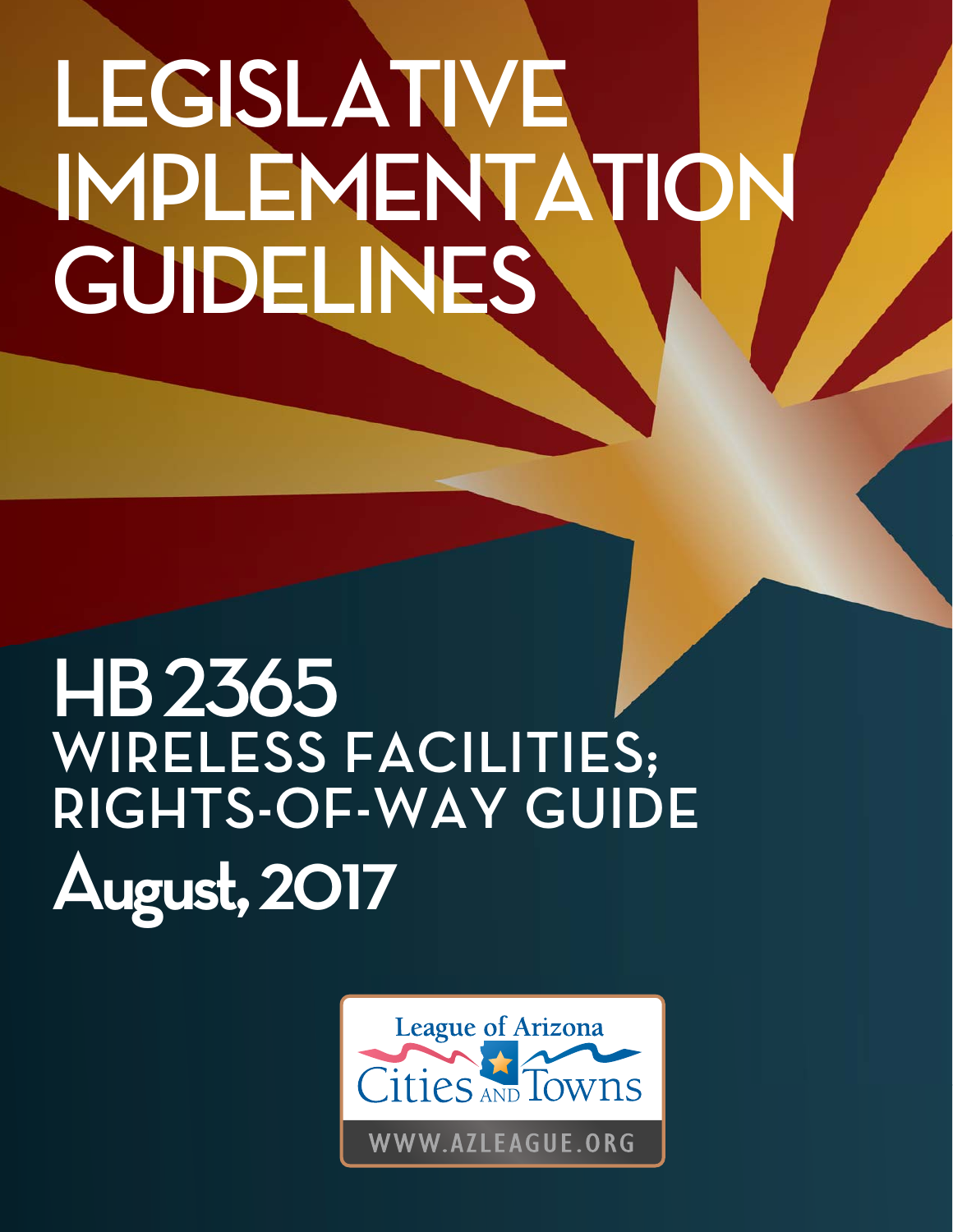# LEGISLATIVE IMPLEMENTATION GUIDELINES

## HB 2365

## WIRELESS FACILITIES; RIGHTS-OF-WAY GUIDE

## August, 2017

League of Arizona Cities and Towns

WWW.AZLEAGUE.ORG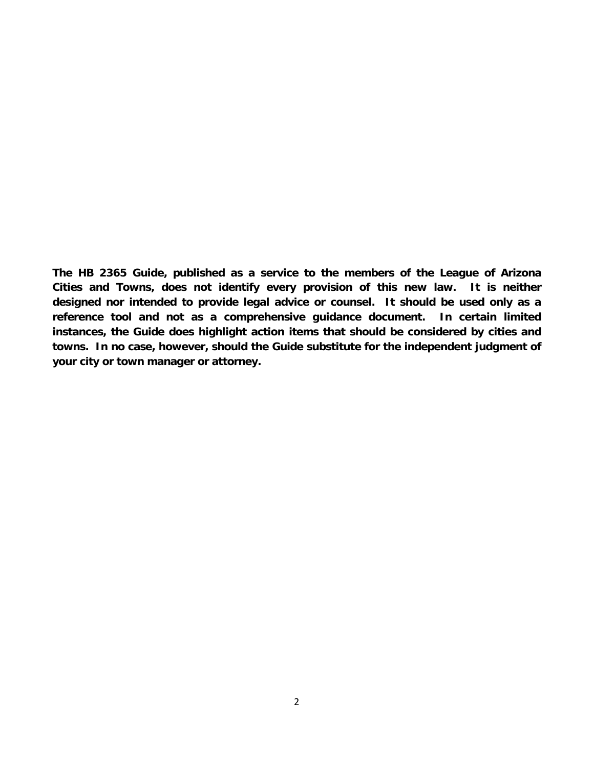**The HB 2365 Guide, published as a service to the members of the League of Arizona Cities and Towns, does not identify every provision of this new law. It is neither designed nor intended to provide legal advice or counsel. It should be used only as a reference tool and not as a comprehensive guidance document. In certain limited instances, the Guide does highlight action items that should be considered by cities and towns. In no case, however, should the Guide substitute for the independent judgment of your city or town manager or attorney.**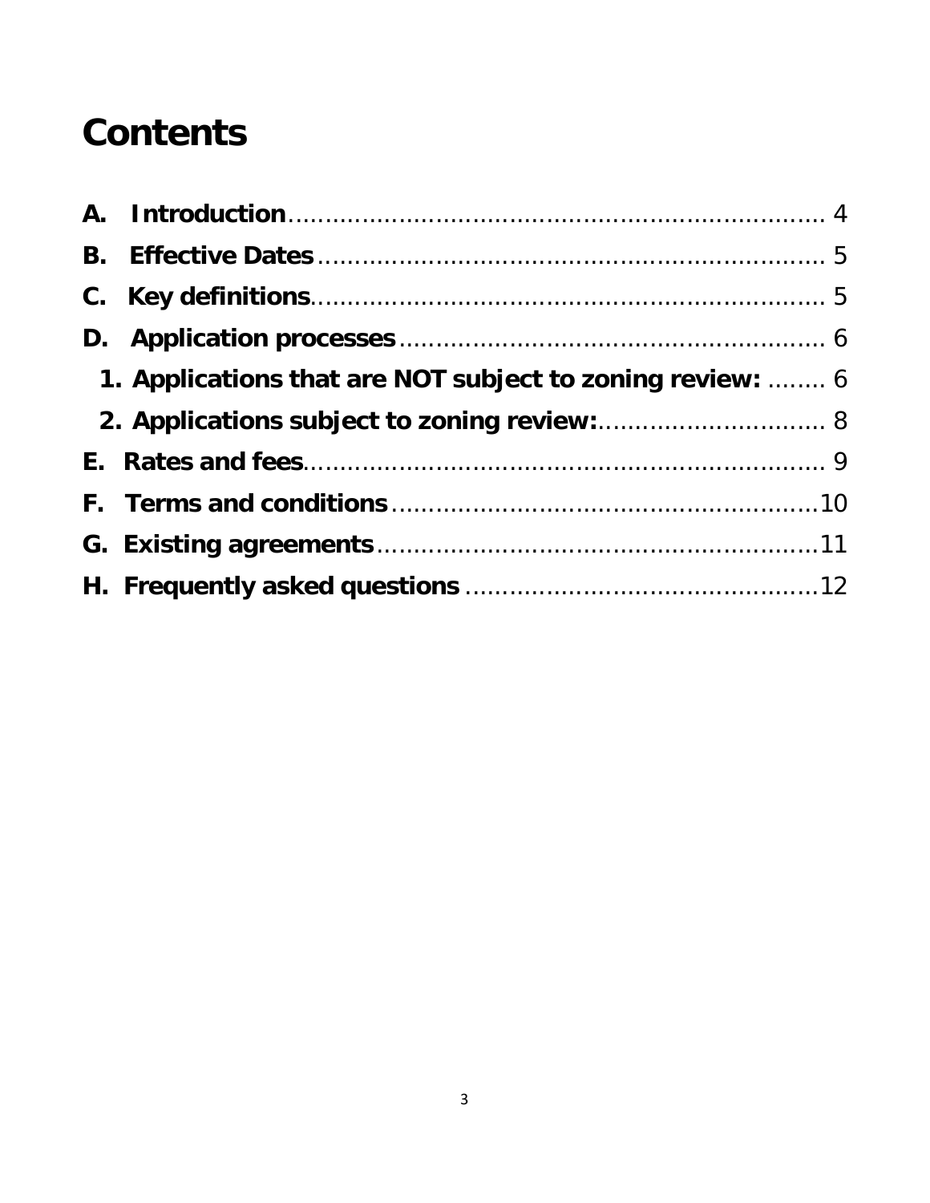# Contents

**A. Introduction** ........................................................................ 4

**B. Effective Dates** ....................................................................... 5

**C. Key definitions** ...................................................................... 5

**D. Application processes** ............................................................ 6

**1. Applications that are NOT subject to zoning review:** ........ 6

**2. Applications subject to zoning review:** ............................... 8

**E. Rates and fees** ........................................................................ 9

**F. Terms and conditions** ............................................................ 10

**G. Existing agreements** .............................................................. 11

**H. Frequently asked questions** ................................................... 12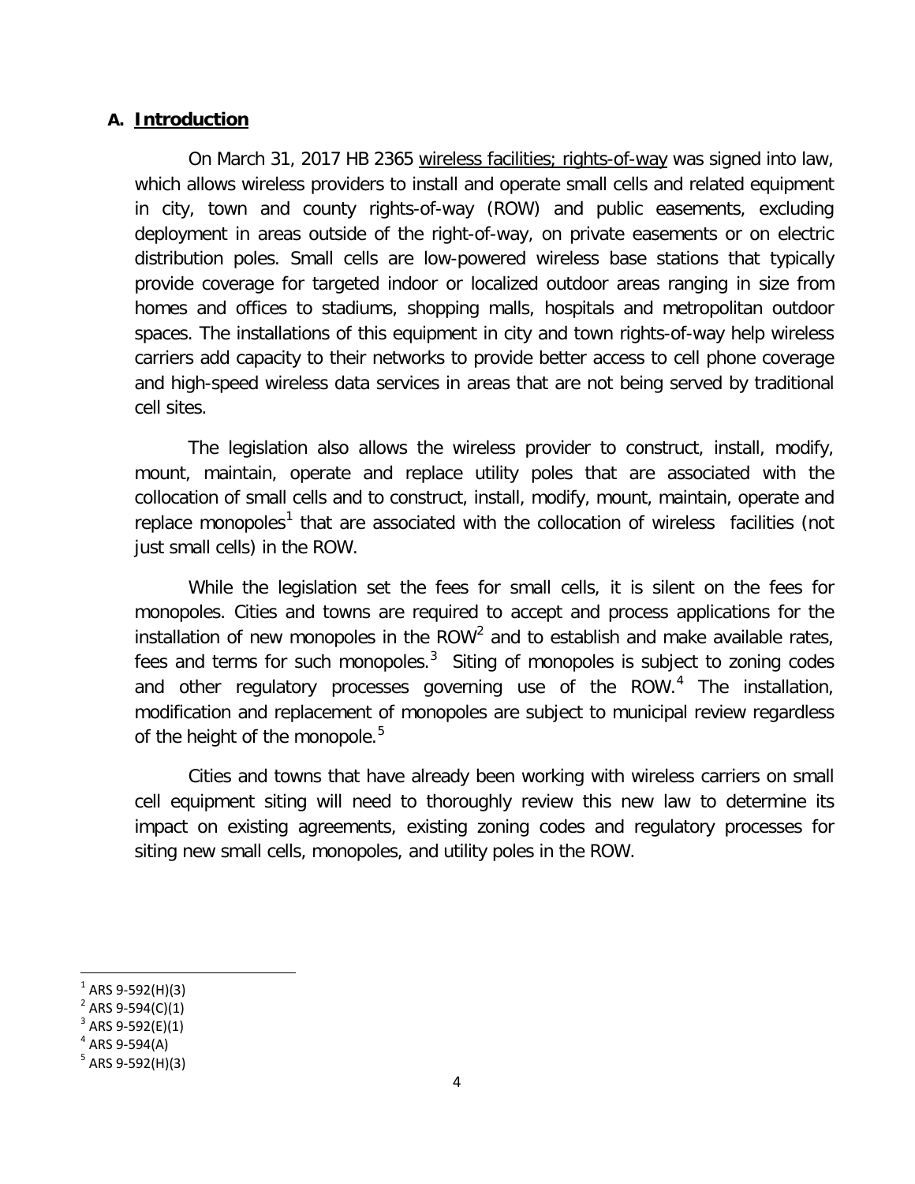## A. Introduction

On March 31, 2017 HB 2365 wireless facilities; rights-of-way was signed into law, which allows wireless providers to install and operate small cells and related equipment in city, town and county rights-of-way (ROW) and public easements, excluding deployment in areas outside of the right-of-way, on private easements or on electric distribution poles. Small cells are low-powered wireless base stations that typically provide coverage for targeted indoor or localized outdoor areas ranging in size from homes and offices to stadiums, shopping malls, hospitals and metropolitan outdoor spaces. The installations of this equipment in city and town rights-of-way help wireless carriers add capacity to their networks to provide better access to cell phone coverage and high-speed wireless data services in areas that are not being served by traditional cell sites.

The legislation also allows the wireless provider to construct, install, modify, mount, maintain, operate and replace utility poles that are associated with the collocation of small cells and to construct, install, modify, mount, maintain, operate and replace monopoles[1] that are associated with the collocation of wireless facilities (not just small cells) in the ROW.

While the legislation set the fees for small cells, it is silent on the fees for monopoles. Cities and towns are required to accept and process applications for the installation of new monopoles in the ROW[2] and to establish and make available rates, fees and terms for such monopoles.[3] Siting of monopoles is subject to zoning codes and other regulatory processes governing use of the ROW.[4] The installation, modification and replacement of monopoles are subject to municipal review regardless of the height of the monopole.[5]

Cities and towns that have already been working with wireless carriers on small cell equipment siting will need to thoroughly review this new law to determine its impact on existing agreements, existing zoning codes and regulatory processes for siting new small cells, monopoles, and utility poles in the ROW.

---

[1] ARS 9-592(H)(3)
[2] ARS 9-594(C)(1)
[3] ARS 9-592(E)(1)
[4] ARS 9-594(A)
[5] ARS 9-592(H)(3)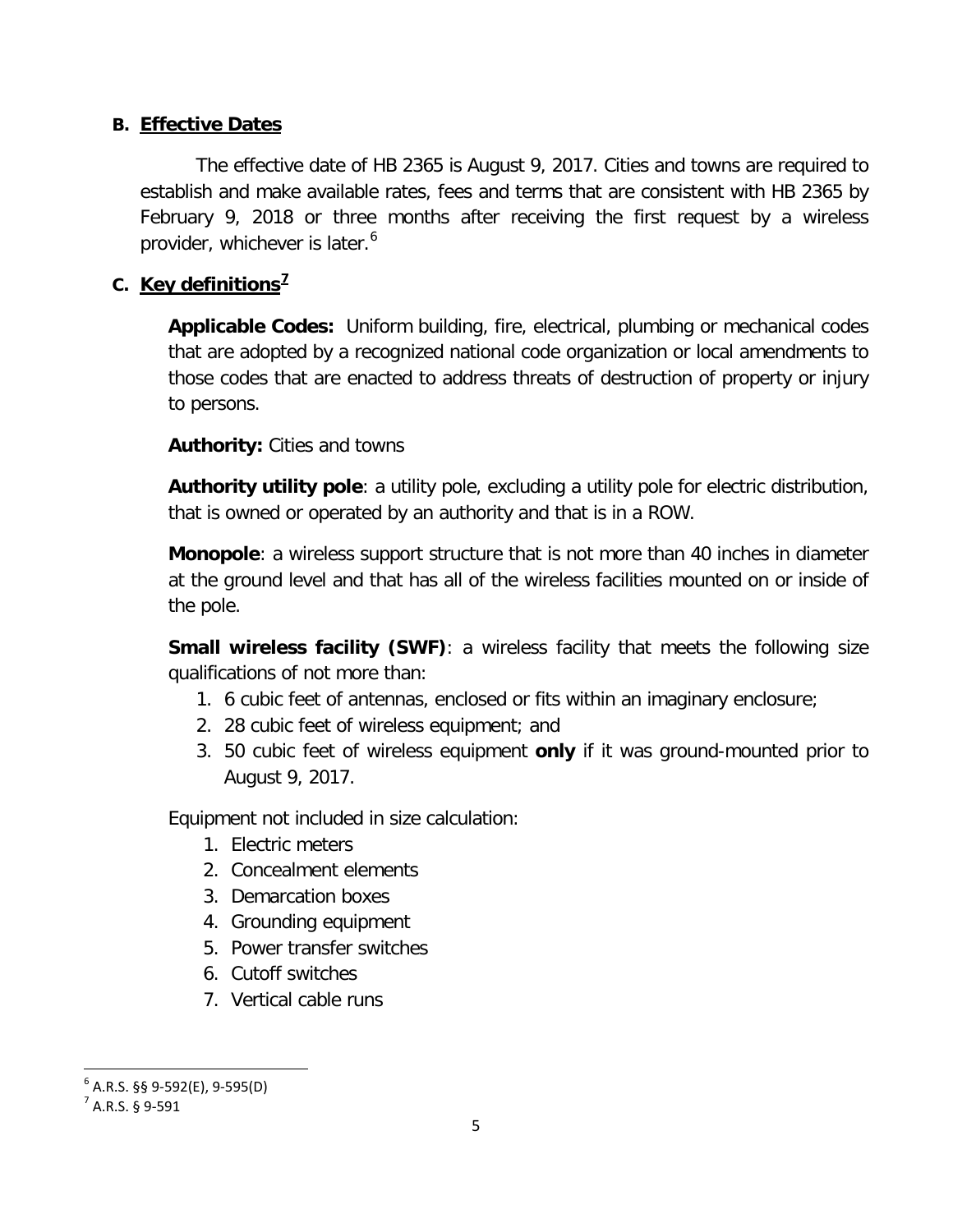### B. Effective Dates

The effective date of HB 2365 is August 9, 2017. Cities and towns are required to establish and make available rates, fees and terms that are consistent with HB 2365 by February 9, 2018 or three months after receiving the first request by a wireless provider, whichever is later.[6]

### C. Key definitions[7]

**Applicable Codes:** Uniform building, fire, electrical, plumbing or mechanical codes that are adopted by a recognized national code organization or local amendments to those codes that are enacted to address threats of destruction of property or injury to persons.

**Authority:** Cities and towns

**Authority utility pole**: a utility pole, excluding a utility pole for electric distribution, that is owned or operated by an authority and that is in a ROW.

**Monopole**: a wireless support structure that is not more than 40 inches in diameter at the ground level and that has all of the wireless facilities mounted on or inside of the pole.

**Small wireless facility (SWF)**: a wireless facility that meets the following size qualifications of not more than:

1. 6 cubic feet of antennas, enclosed or fits within an imaginary enclosure;
2. 28 cubic feet of wireless equipment; and
3. 50 cubic feet of wireless equipment **only** if it was ground-mounted prior to August 9, 2017.

Equipment not included in size calculation:

1. Electric meters
2. Concealment elements
3. Demarcation boxes
4. Grounding equipment
5. Power transfer switches
6. Cutoff switches
7. Vertical cable runs

[6] A.R.S. §§ 9-592(E), 9-595(D)

[7] A.R.S. § 9-591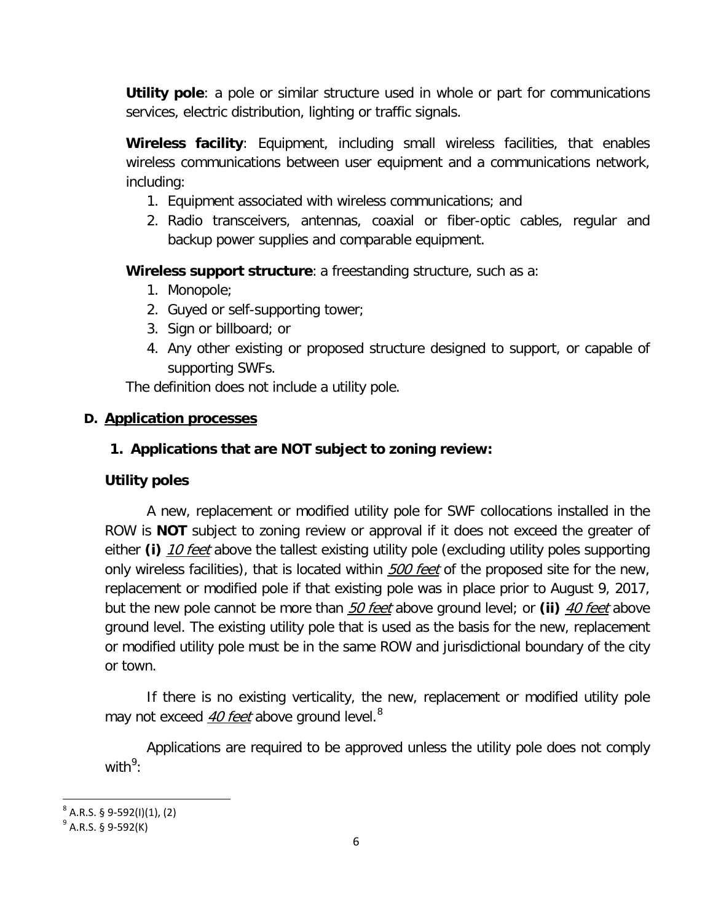**Utility pole**: a pole or similar structure used in whole or part for communications services, electric distribution, lighting or traffic signals.

**Wireless facility**: Equipment, including small wireless facilities, that enables wireless communications between user equipment and a communications network, including:

1. Equipment associated with wireless communications; and
2. Radio transceivers, antennas, coaxial or fiber-optic cables, regular and backup power supplies and comparable equipment.

**Wireless support structure**: a freestanding structure, such as a:

1. Monopole;
2. Guyed or self-supporting tower;
3. Sign or billboard; or
4. Any other existing or proposed structure designed to support, or capable of supporting SWFs.

The definition does not include a utility pole.

## D. Application processes

### 1. Applications that are NOT subject to zoning review:

**Utility poles**

A new, replacement or modified utility pole for SWF collocations installed in the ROW is **NOT** subject to zoning review or approval if it does not exceed the greater of either **(i)** *10 feet* above the tallest existing utility pole (excluding utility poles supporting only wireless facilities), that is located within *500 feet* of the proposed site for the new, replacement or modified pole if that existing pole was in place prior to August 9, 2017, but the new pole cannot be more than *50 feet* above ground level; or **(ii)** *40 feet* above ground level. The existing utility pole that is used as the basis for the new, replacement or modified utility pole must be in the same ROW and jurisdictional boundary of the city or town.

If there is no existing verticality, the new, replacement or modified utility pole may not exceed *40 feet* above ground level.[8]

Applications are required to be approved unless the utility pole does not comply with[9]:

[8] A.R.S. § 9-592(I)(1), (2)

[9] A.R.S. § 9-592(K)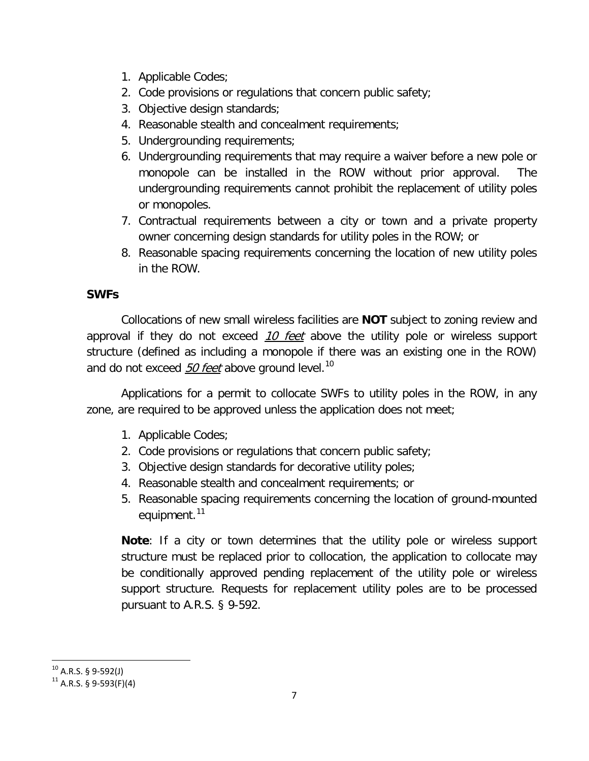1. Applicable Codes;
2. Code provisions or regulations that concern public safety;
3. Objective design standards;
4. Reasonable stealth and concealment requirements;
5. Undergrounding requirements;
6. Undergrounding requirements that may require a waiver before a new pole or monopole can be installed in the ROW without prior approval. The undergrounding requirements cannot prohibit the replacement of utility poles or monopoles.
7. Contractual requirements between a city or town and a private property owner concerning design standards for utility poles in the ROW; or
8. Reasonable spacing requirements concerning the location of new utility poles in the ROW.

**SWFs**

Collocations of new small wireless facilities are **NOT** subject to zoning review and approval if they do not exceed *10 feet* above the utility pole or wireless support structure (defined as including a monopole if there was an existing one in the ROW) and do not exceed *50 feet* above ground level.[10]

Applications for a permit to collocate SWFs to utility poles in the ROW, in any zone, are required to be approved unless the application does not meet;

1. Applicable Codes;
2. Code provisions or regulations that concern public safety;
3. Objective design standards for decorative utility poles;
4. Reasonable stealth and concealment requirements; or
5. Reasonable spacing requirements concerning the location of ground-mounted equipment.[11]

**Note**: If a city or town determines that the utility pole or wireless support structure must be replaced prior to collocation, the application to collocate may be conditionally approved pending replacement of the utility pole or wireless support structure. Requests for replacement utility poles are to be processed pursuant to A.R.S. § 9-592.

[10] A.R.S. § 9-592(J)

[11] A.R.S. § 9-593(F)(4)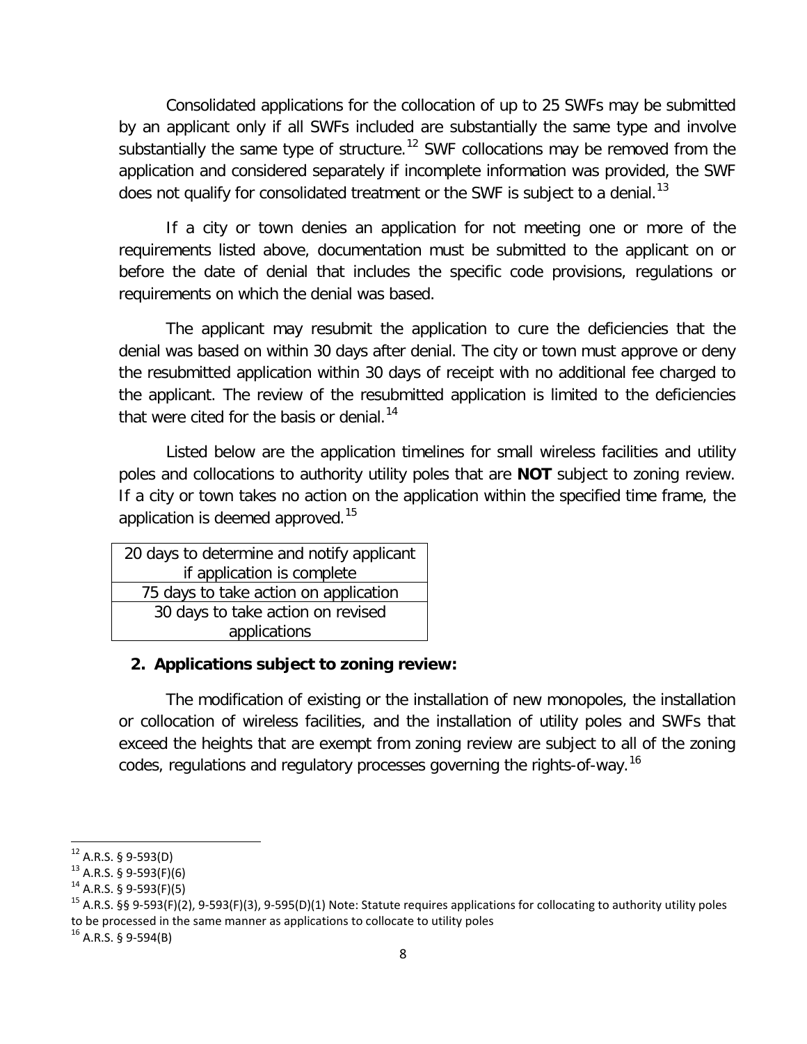Consolidated applications for the collocation of up to 25 SWFs may be submitted by an applicant only if all SWFs included are substantially the same type and involve substantially the same type of structure.[12] SWF collocations may be removed from the application and considered separately if incomplete information was provided, the SWF does not qualify for consolidated treatment or the SWF is subject to a denial.[13]

If a city or town denies an application for not meeting one or more of the requirements listed above, documentation must be submitted to the applicant on or before the date of denial that includes the specific code provisions, regulations or requirements on which the denial was based.

The applicant may resubmit the application to cure the deficiencies that the denial was based on within 30 days after denial. The city or town must approve or deny the resubmitted application within 30 days of receipt with no additional fee charged to the applicant. The review of the resubmitted application is limited to the deficiencies that were cited for the basis or denial.[14]

Listed below are the application timelines for small wireless facilities and utility poles and collocations to authority utility poles that are **NOT** subject to zoning review. If a city or town takes no action on the application within the specified time frame, the application is deemed approved.[15]

| 20 days to determine and notify applicant if application is complete |
|---|
| 75 days to take action on application |
| 30 days to take action on revised applications |

**2. Applications subject to zoning review:**

The modification of existing or the installation of new monopoles, the installation or collocation of wireless facilities, and the installation of utility poles and SWFs that exceed the heights that are exempt from zoning review are subject to all of the zoning codes, regulations and regulatory processes governing the rights-of-way.[16]

---

[12] A.R.S. § 9-593(D)

[13] A.R.S. § 9-593(F)(6)

[14] A.R.S. § 9-593(F)(5)

[15] A.R.S. §§ 9-593(F)(2), 9-593(F)(3), 9-595(D)(1) Note: Statute requires applications for collocating to authority utility poles to be processed in the same manner as applications to collocate to utility poles

[16] A.R.S. § 9-594(B)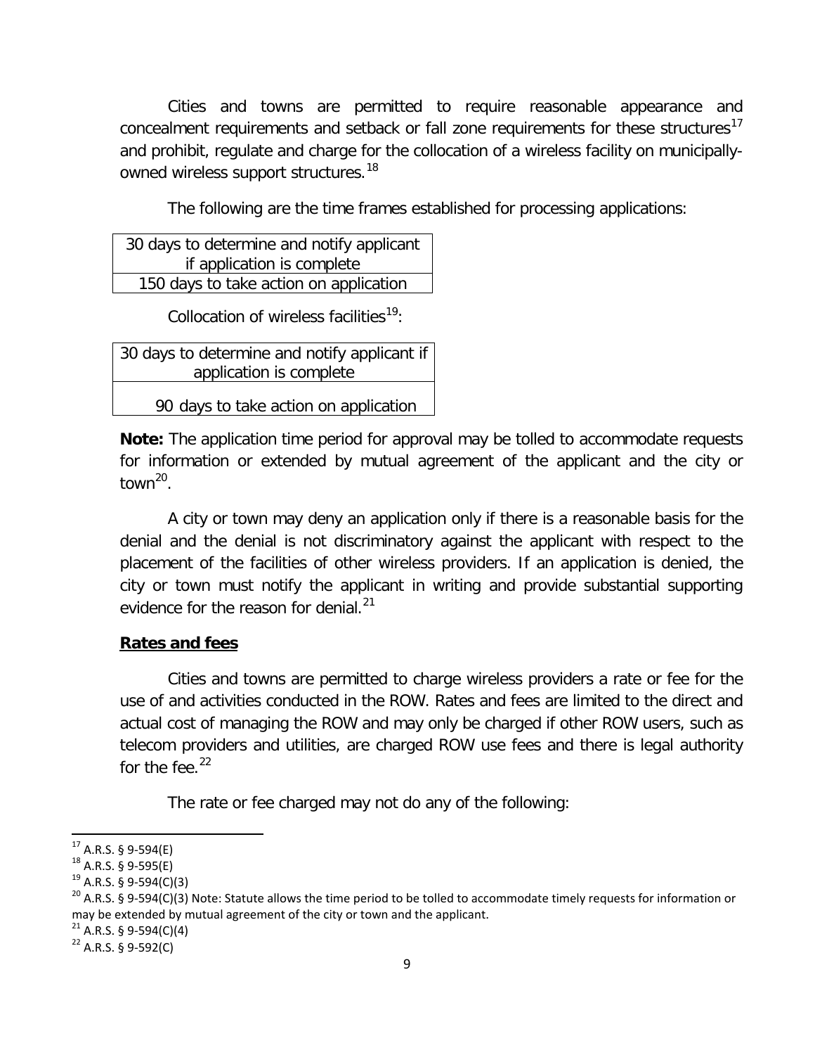Cities and towns are permitted to require reasonable appearance and concealment requirements and setback or fall zone requirements for these structures[17] and prohibit, regulate and charge for the collocation of a wireless facility on municipally-owned wireless support structures.[18]

The following are the time frames established for processing applications:

| 30 days to determine and notify applicant if application is complete |
|---|
| 150 days to take action on application |

Collocation of wireless facilities[19]:

| 30 days to determine and notify applicant if application is complete |
|---|
| 90 days to take action on application |

**Note:** The application time period for approval may be tolled to accommodate requests for information or extended by mutual agreement of the applicant and the city or town[20].

A city or town may deny an application only if there is a reasonable basis for the denial and the denial is not discriminatory against the applicant with respect to the placement of the facilities of other wireless providers. If an application is denied, the city or town must notify the applicant in writing and provide substantial supporting evidence for the reason for denial.[21]

### Rates and fees

Cities and towns are permitted to charge wireless providers a rate or fee for the use of and activities conducted in the ROW. Rates and fees are limited to the direct and actual cost of managing the ROW and may only be charged if other ROW users, such as telecom providers and utilities, are charged ROW use fees and there is legal authority for the fee.[22]

The rate or fee charged may not do any of the following:

---

[17] A.R.S. § 9-594(E)

[18] A.R.S. § 9-595(E)

[19] A.R.S. § 9-594(C)(3)

[20] A.R.S. § 9-594(C)(3) Note: Statute allows the time period to be tolled to accommodate timely requests for information or may be extended by mutual agreement of the city or town and the applicant.

[21] A.R.S. § 9-594(C)(4)

[22] A.R.S. § 9-592(C)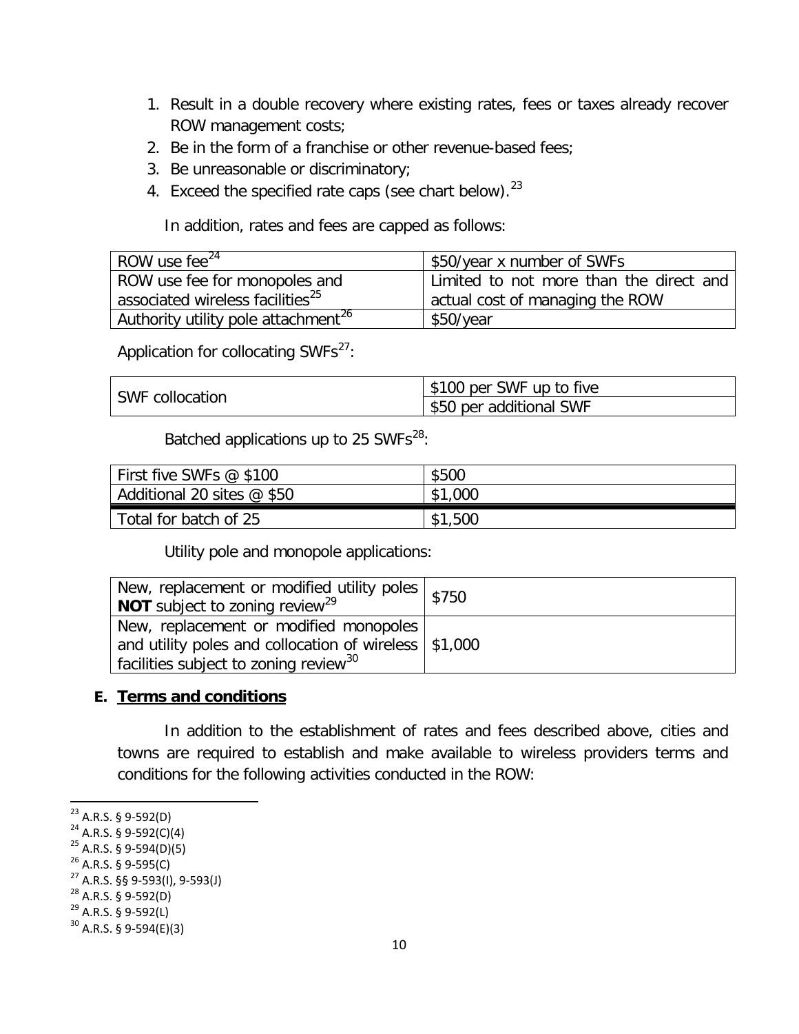1. Result in a double recovery where existing rates, fees or taxes already recover ROW management costs;
2. Be in the form of a franchise or other revenue-based fees;
3. Be unreasonable or discriminatory;
4. Exceed the specified rate caps (see chart below).[23]

In addition, rates and fees are capped as follows:

| | |
|---|---|
| ROW use fee[24] | \$50/year x number of SWFs |
| ROW use fee for monopoles and associated wireless facilities[25] | Limited to not more than the direct and actual cost of managing the ROW |
| Authority utility pole attachment[26] | \$50/year |

Application for collocating SWFs[27]:

| | |
|---|---|
| SWF collocation | \$100 per SWF up to five |
| | \$50 per additional SWF |

Batched applications up to 25 SWFs[28]:

| | |
|---|---|
| First five SWFs @ \$100 | \$500 |
| Additional 20 sites @ \$50 | \$1,000 |
| Total for batch of 25 | \$1,500 |

Utility pole and monopole applications:

| | |
|---|---|
| New, replacement or modified utility poles **NOT** subject to zoning review[29] | \$750 |
| New, replacement or modified monopoles and utility poles and collocation of wireless facilities subject to zoning review[30] | \$1,000 |

**E. Terms and conditions**

In addition to the establishment of rates and fees described above, cities and towns are required to establish and make available to wireless providers terms and conditions for the following activities conducted in the ROW:

---

[23] A.R.S. § 9-592(D)
[24] A.R.S. § 9-592(C)(4)
[25] A.R.S. § 9-594(D)(5)
[26] A.R.S. § 9-595(C)
[27] A.R.S. §§ 9-593(I), 9-593(J)
[28] A.R.S. § 9-592(D)
[29] A.R.S. § 9-592(L)
[30] A.R.S. § 9-594(E)(3)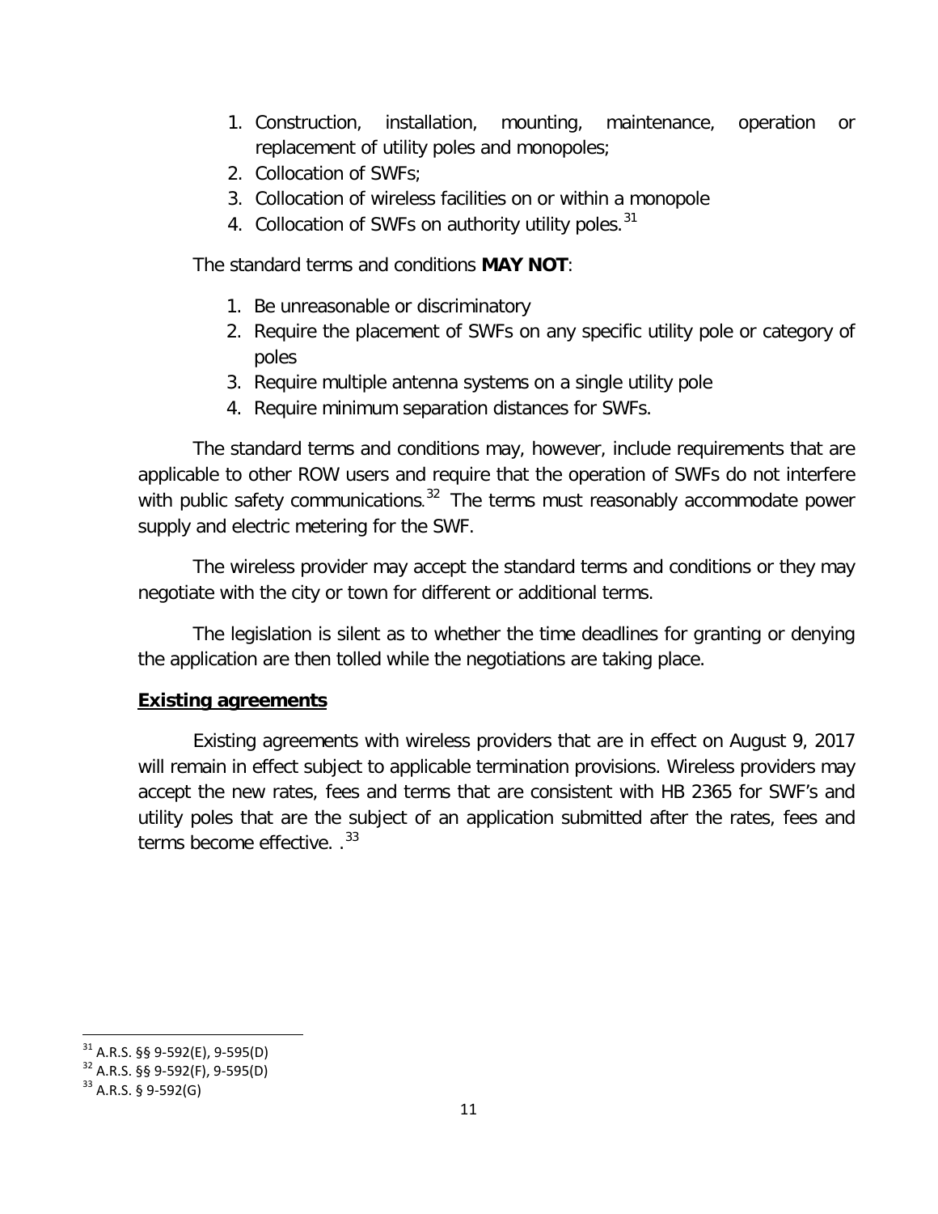1. Construction, installation, mounting, maintenance, operation or replacement of utility poles and monopoles;
2. Collocation of SWFs;
3. Collocation of wireless facilities on or within a monopole
4. Collocation of SWFs on authority utility poles.[31]

The standard terms and conditions **MAY NOT**:

1. Be unreasonable or discriminatory
2. Require the placement of SWFs on any specific utility pole or category of poles
3. Require multiple antenna systems on a single utility pole
4. Require minimum separation distances for SWFs.

The standard terms and conditions may, however, include requirements that are applicable to other ROW users and require that the operation of SWFs do not interfere with public safety communications.[32] The terms must reasonably accommodate power supply and electric metering for the SWF.

The wireless provider may accept the standard terms and conditions or they may negotiate with the city or town for different or additional terms.

The legislation is silent as to whether the time deadlines for granting or denying the application are then tolled while the negotiations are taking place.

**<u>Existing agreements</u>**

Existing agreements with wireless providers that are in effect on August 9, 2017 will remain in effect subject to applicable termination provisions. Wireless providers may accept the new rates, fees and terms that are consistent with HB 2365 for SWF's and utility poles that are the subject of an application submitted after the rates, fees and terms become effective. .[33]

---

[31] A.R.S. §§ 9-592(E), 9-595(D)

[32] A.R.S. §§ 9-592(F), 9-595(D)

[33] A.R.S. § 9-592(G)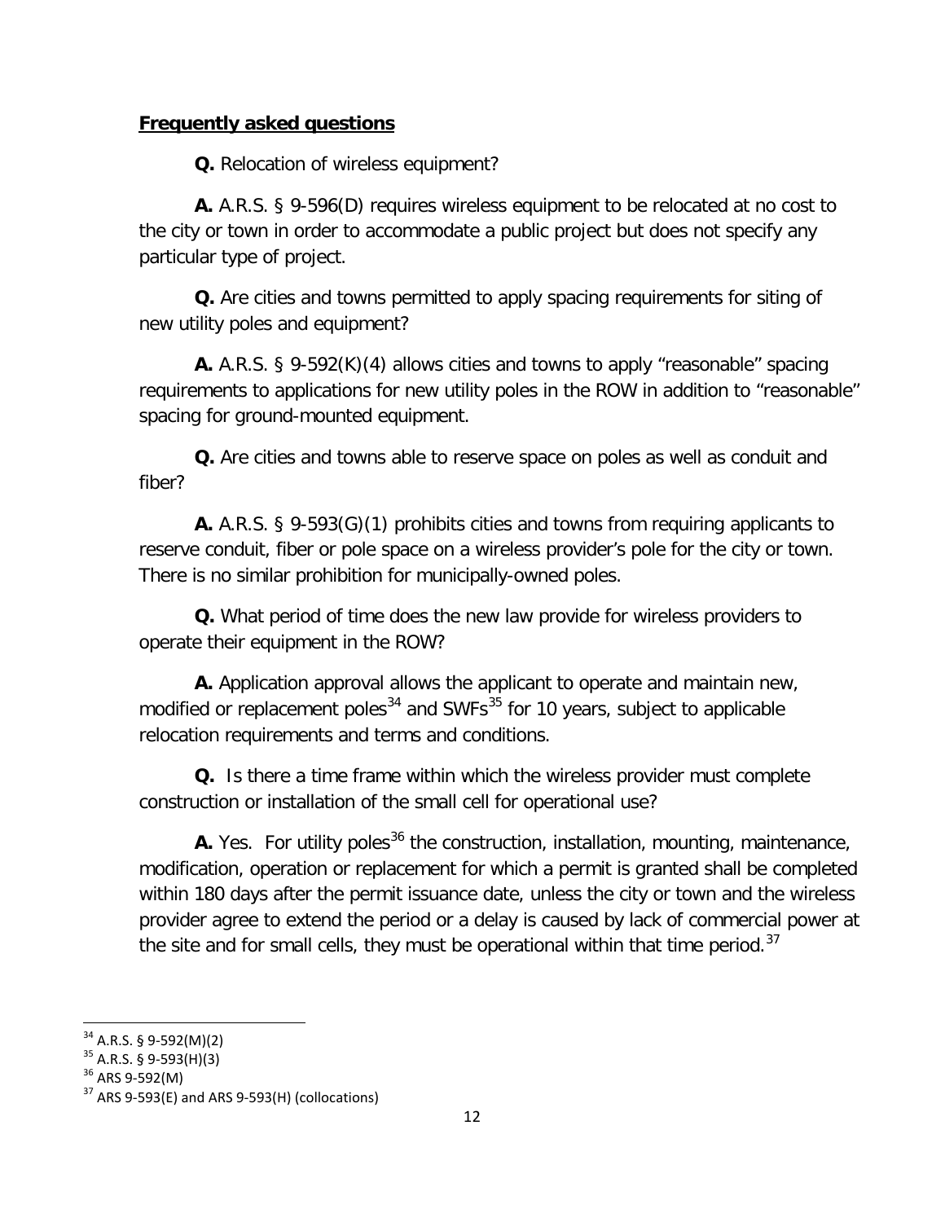**Frequently asked questions**

**Q.** Relocation of wireless equipment?

**A.** A.R.S. § 9-596(D) requires wireless equipment to be relocated at no cost to the city or town in order to accommodate a public project but does not specify any particular type of project.

**Q.** Are cities and towns permitted to apply spacing requirements for siting of new utility poles and equipment?

**A.** A.R.S. § 9-592(K)(4) allows cities and towns to apply "reasonable" spacing requirements to applications for new utility poles in the ROW in addition to "reasonable" spacing for ground-mounted equipment.

**Q.** Are cities and towns able to reserve space on poles as well as conduit and fiber?

**A.** A.R.S. § 9-593(G)(1) prohibits cities and towns from requiring applicants to reserve conduit, fiber or pole space on a wireless provider's pole for the city or town. There is no similar prohibition for municipally-owned poles.

**Q.** What period of time does the new law provide for wireless providers to operate their equipment in the ROW?

**A.** Application approval allows the applicant to operate and maintain new, modified or replacement poles[34] and SWFs[35] for 10 years, subject to applicable relocation requirements and terms and conditions.

**Q.** Is there a time frame within which the wireless provider must complete construction or installation of the small cell for operational use?

**A.** Yes. For utility poles[36] the construction, installation, mounting, maintenance, modification, operation or replacement for which a permit is granted shall be completed within 180 days after the permit issuance date, unless the city or town and the wireless provider agree to extend the period or a delay is caused by lack of commercial power at the site and for small cells, they must be operational within that time period.[37]

---

[34] A.R.S. § 9-592(M)(2)

[35] A.R.S. § 9-593(H)(3)

[36] ARS 9-592(M)

[37] ARS 9-593(E) and ARS 9-593(H) (collocations)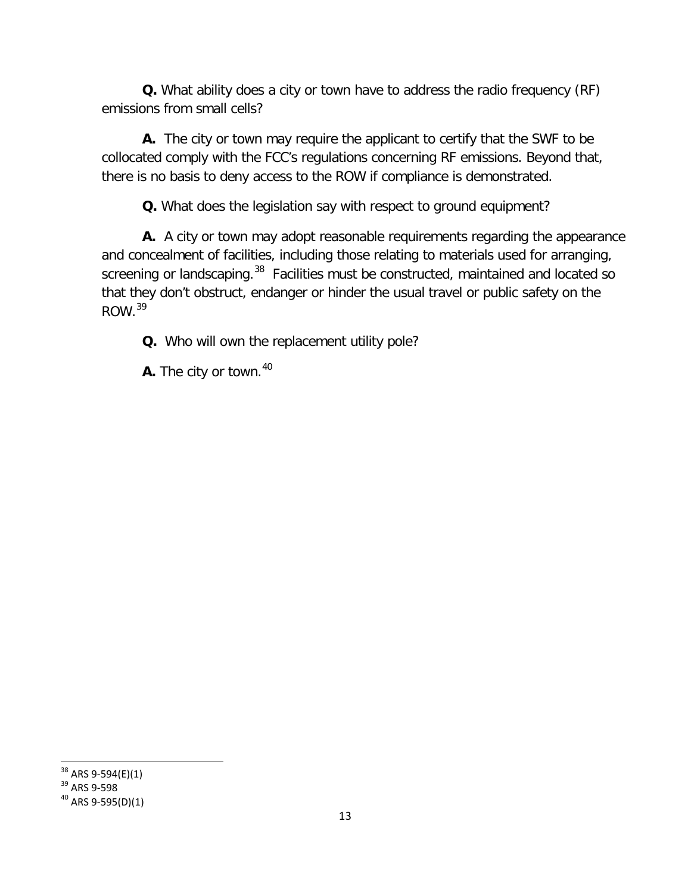**Q.** What ability does a city or town have to address the radio frequency (RF) emissions from small cells?

**A.** The city or town may require the applicant to certify that the SWF to be collocated comply with the FCC's regulations concerning RF emissions. Beyond that, there is no basis to deny access to the ROW if compliance is demonstrated.

**Q.** What does the legislation say with respect to ground equipment?

**A.** A city or town may adopt reasonable requirements regarding the appearance and concealment of facilities, including those relating to materials used for arranging, screening or landscaping.[38] Facilities must be constructed, maintained and located so that they don't obstruct, endanger or hinder the usual travel or public safety on the ROW.[39]

**Q.** Who will own the replacement utility pole?

**A.** The city or town.[40]

---

[38] ARS 9-594(E)(1)

[39] ARS 9-598

[40] ARS 9-595(D)(1)